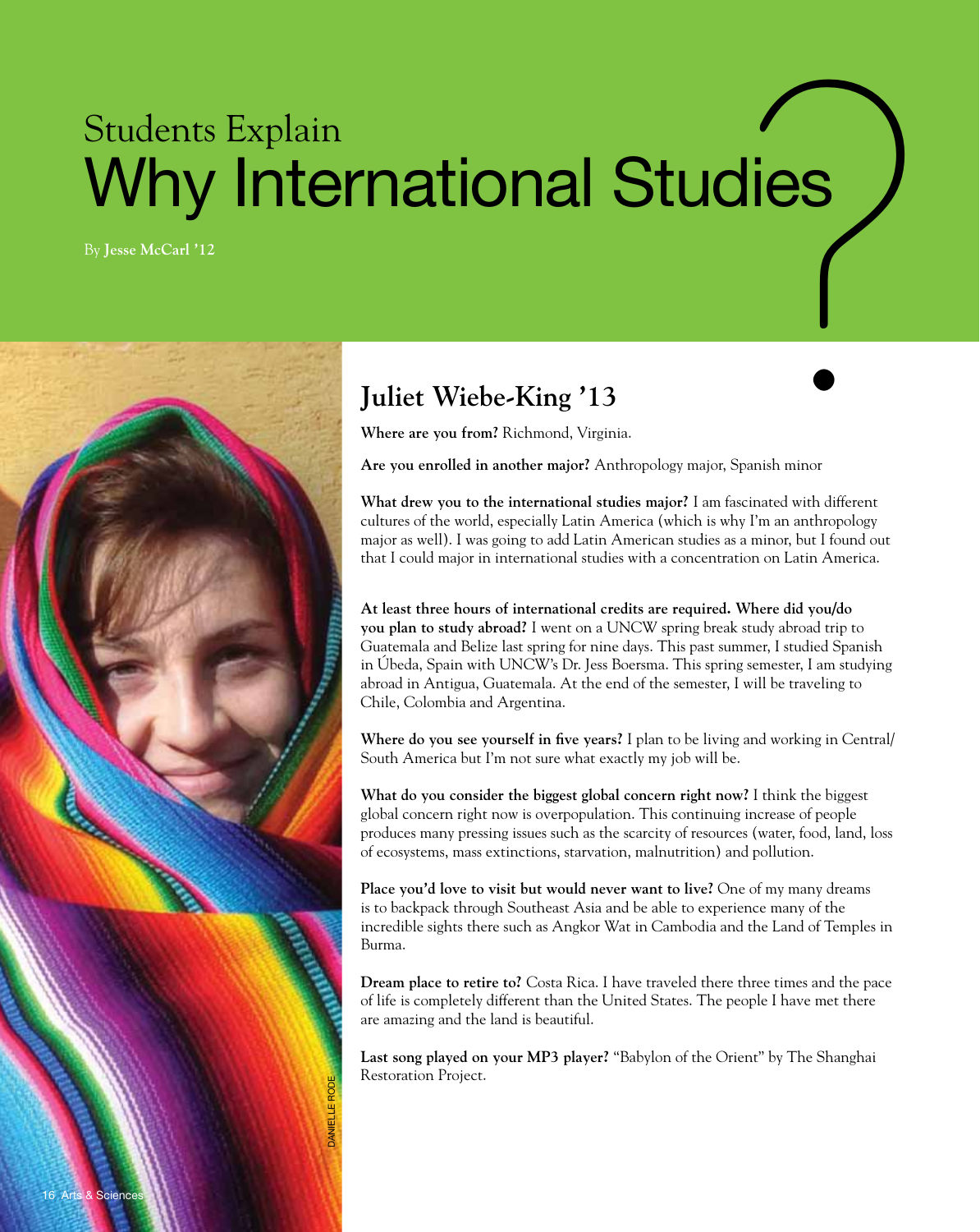# Students Explain Why International Studies?

By **Jesse McCarl '12**

DANIELLE RODE

## Juliet Wiebe-King '13

**Where are you from?** Richmond, Virginia.

**Are you enrolled in another major?** Anthropology major, Spanish minor

**What drew you to the international studies major?** I am fascinated with different cultures of the world, especially Latin America (which is why I'm an anthropology major as well). I was going to add Latin American studies as a minor, but I found out that I could major in international studies with a concentration on Latin America.

**At least three hours of international credits are required. Where did you/do you plan to study abroad?** I went on a UNCW spring break study abroad trip to Guatemala and Belize last spring for nine days. This past summer, I studied Spanish in Úbeda, Spain with UNCW's Dr. Jess Boersma. This spring semester, I am studying abroad in Antigua, Guatemala. At the end of the semester, I will be traveling to Chile, Colombia and Argentina.

**Where do you see yourself in five years?** I plan to be living and working in Central/South America but I'm not sure what exactly my job will be.

**What do you consider the biggest global concern right now?** I think the biggest global concern right now is overpopulation. This continuing increase of people produces many pressing issues such as the scarcity of resources (water, food, land, loss of ecosystems, mass extinctions, starvation, malnutrition) and pollution.

**Place you'd love to visit but would never want to live?** One of my many dreams is to backpack through Southeast Asia and be able to experience many of the incredible sights there such as Angkor Wat in Cambodia and the Land of Temples in Burma.

**Dream place to retire to?** Costa Rica. I have traveled there three times and the pace of life is completely different than the United States. The people I have met there are amazing and the land is beautiful.

**Last song played on your MP3 player?** "Babylon of the Orient" by The Shanghai Restoration Project.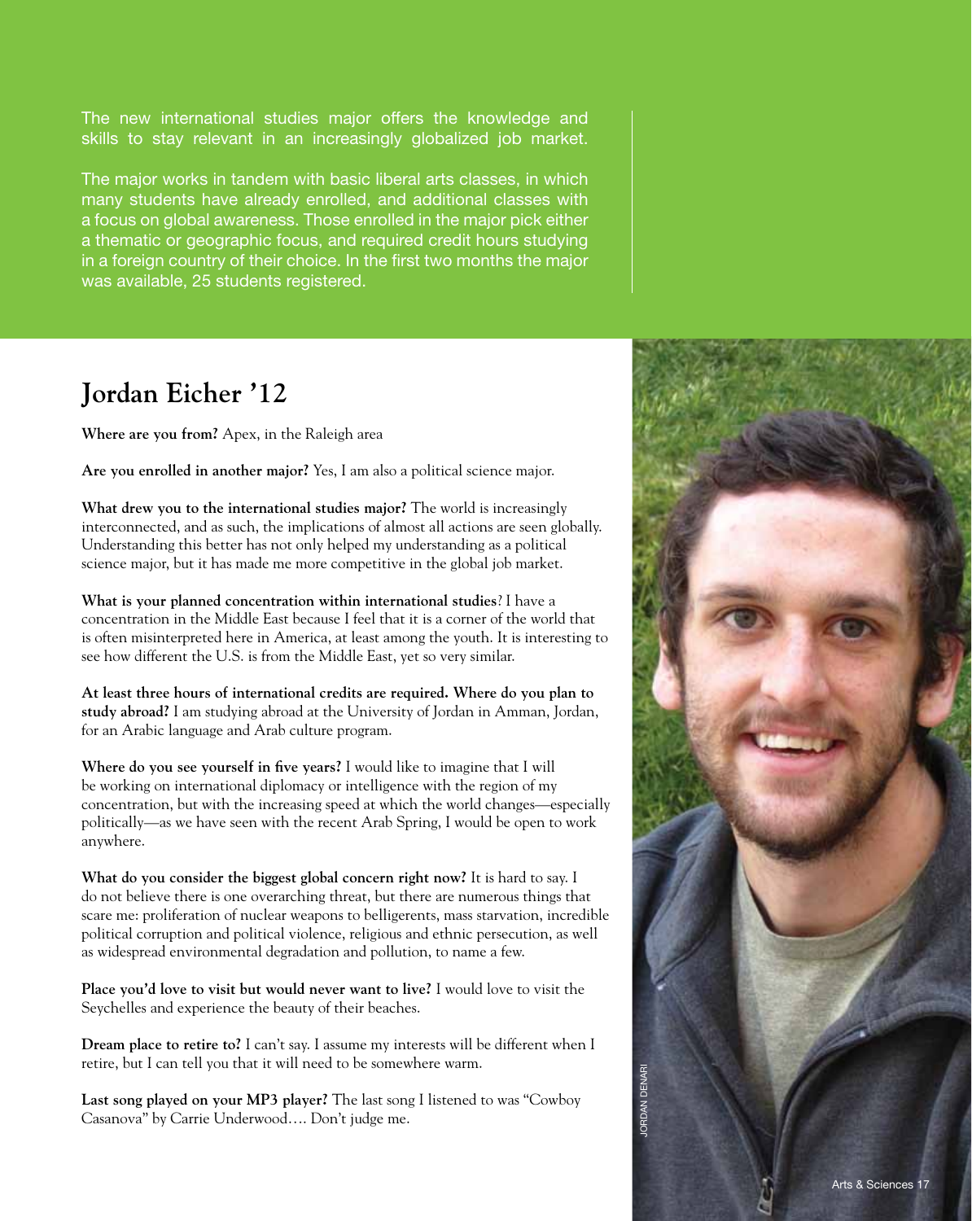The new international studies major offers the knowledge and skills to stay relevant in an increasingly globalized job market.

The major works in tandem with basic liberal arts classes, in which many students have already enrolled, and additional classes with a focus on global awareness. Those enrolled in the major pick either a thematic or geographic focus, and required credit hours studying in a foreign country of their choice. In the first two months the major was available, 25 students registered.

## Jordan Eicher ’12

**Where are you from?** Apex, in the Raleigh area

**Are you enrolled in another major?** Yes, I am also a political science major.

**What drew you to the international studies major?** The world is increasingly interconnected, and as such, the implications of almost all actions are seen globally. Understanding this better has not only helped my understanding as a political science major, but it has made me more competitive in the global job market.

**What is your planned concentration within international studies**? I have a concentration in the Middle East because I feel that it is a corner of the world that is often misinterpreted here in America, at least among the youth. It is interesting to see how different the U.S. is from the Middle East, yet so very similar.

**At least three hours of international credits are required. Where do you plan to study abroad?** I am studying abroad at the University of Jordan in Amman, Jordan, for an Arabic language and Arab culture program.

**Where do you see yourself in five years?** I would like to imagine that I will be working on international diplomacy or intelligence with the region of my concentration, but with the increasing speed at which the world changes—especially politically—as we have seen with the recent Arab Spring, I would be open to work anywhere.

**What do you consider the biggest global concern right now?** It is hard to say. I do not believe there is one overarching threat, but there are numerous things that scare me: proliferation of nuclear weapons to belligerents, mass starvation, incredible political corruption and political violence, religious and ethnic persecution, as well as widespread environmental degradation and pollution, to name a few.

**Place you’d love to visit but would never want to live?** I would love to visit the Seychelles and experience the beauty of their beaches.

**Dream place to retire to?** I can’t say. I assume my interests will be different when I retire, but I can tell you that it will need to be somewhere warm.

**Last song played on your MP3 player?** The last song I listened to was “Cowboy Casanova” by Carrie Underwood…. Don’t judge me.

JORDAN DENARI